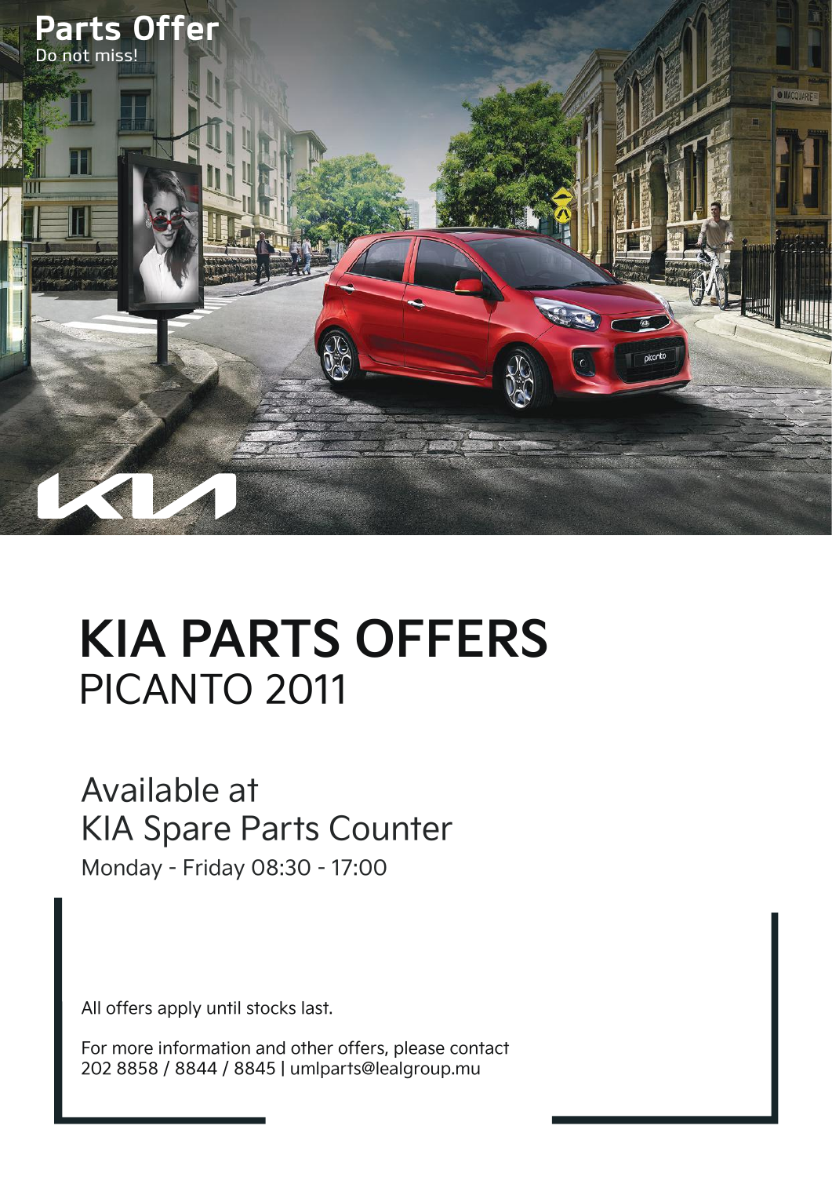**Parts Offer**
Do not miss!

# KIA PARTS OFFERS
## PICANTO 2011

Available at
KIA Spare Parts Counter

Monday - Friday 08:30 - 17:00

All offers apply until stocks last.

For more information and other offers, please contact
202 8858 / 8844 / 8845 | umlparts@lealgroup.mu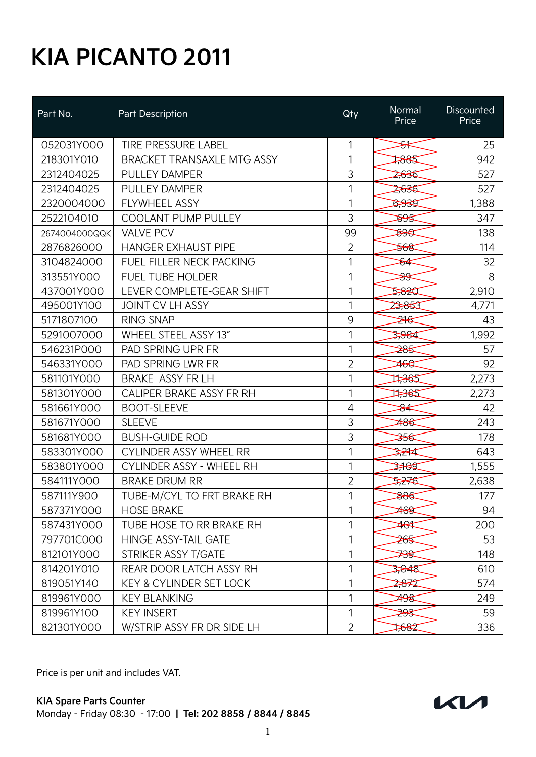# KIA PICANTO 2011

| Part No. | Part Description | Qty | Normal Price | Discounted Price |
|---|---|---|---|---|
| 052031Y000 | TIRE PRESSURE LABEL | 1 | ~~51~~ | 25 |
| 218301Y010 | BRACKET TRANSAXLE MTG ASSY | 1 | ~~1,885~~ | 942 |
| 2312404025 | PULLEY DAMPER | 3 | ~~2,636~~ | 527 |
| 2312404025 | PULLEY DAMPER | 1 | ~~2,636~~ | 527 |
| 2320004000 | FLYWHEEL ASSY | 1 | ~~6,939~~ | 1,388 |
| 2522104010 | COOLANT PUMP PULLEY | 3 | ~~695~~ | 347 |
| 2674004000QQK | VALVE PCV | 99 | ~~690~~ | 138 |
| 2876826000 | HANGER EXHAUST PIPE | 2 | ~~568~~ | 114 |
| 3104824000 | FUEL FILLER NECK PACKING | 1 | ~~64~~ | 32 |
| 313551Y000 | FUEL TUBE HOLDER | 1 | ~~39~~ | 8 |
| 437001Y000 | LEVER COMPLETE-GEAR SHIFT | 1 | ~~5,820~~ | 2,910 |
| 495001Y100 | JOINT CV LH ASSY | 1 | ~~23,853~~ | 4,771 |
| 5171807100 | RING SNAP | 9 | ~~216~~ | 43 |
| 5291007000 | WHEEL STEEL ASSY 13" | 1 | ~~3,984~~ | 1,992 |
| 546231P000 | PAD SPRING UPR FR | 1 | ~~285~~ | 57 |
| 546331Y000 | PAD SPRING LWR FR | 2 | ~~460~~ | 92 |
| 581101Y000 | BRAKE ASSY FR LH | 1 | ~~11,365~~ | 2,273 |
| 581301Y000 | CALIPER BRAKE ASSY FR RH | 1 | ~~11,365~~ | 2,273 |
| 581661Y000 | BOOT-SLEEVE | 4 | ~~84~~ | 42 |
| 581671Y000 | SLEEVE | 3 | ~~486~~ | 243 |
| 581681Y000 | BUSH-GUIDE ROD | 3 | ~~356~~ | 178 |
| 583301Y000 | CYLINDER ASSY WHEEL RR | 1 | ~~3,214~~ | 643 |
| 583801Y000 | CYLINDER ASSY - WHEEL RH | 1 | ~~3,109~~ | 1,555 |
| 584111Y000 | BRAKE DRUM RR | 2 | ~~5,276~~ | 2,638 |
| 587111Y900 | TUBE-M/CYL TO FRT BRAKE RH | 1 | ~~886~~ | 177 |
| 587371Y000 | HOSE BRAKE | 1 | ~~469~~ | 94 |
| 587431Y000 | TUBE HOSE TO RR BRAKE RH | 1 | ~~401~~ | 200 |
| 797701C000 | HINGE ASSY-TAIL GATE | 1 | ~~265~~ | 53 |
| 812101Y000 | STRIKER ASSY T/GATE | 1 | ~~739~~ | 148 |
| 814201Y010 | REAR DOOR LATCH ASSY RH | 1 | ~~3,048~~ | 610 |
| 819051Y140 | KEY & CYLINDER SET LOCK | 1 | ~~2,872~~ | 574 |
| 819961Y000 | KEY BLANKING | 1 | ~~498~~ | 249 |
| 819961Y100 | KEY INSERT | 1 | ~~293~~ | 59 |
| 821301Y000 | W/STRIP ASSY FR DR SIDE LH | 2 | ~~1,682~~ | 336 |

Price is per unit and includes VAT.

**KIA Spare Parts Counter**
Monday - Friday 08:30 - 17:00 | **Tel: 202 8858 / 8844 / 8845**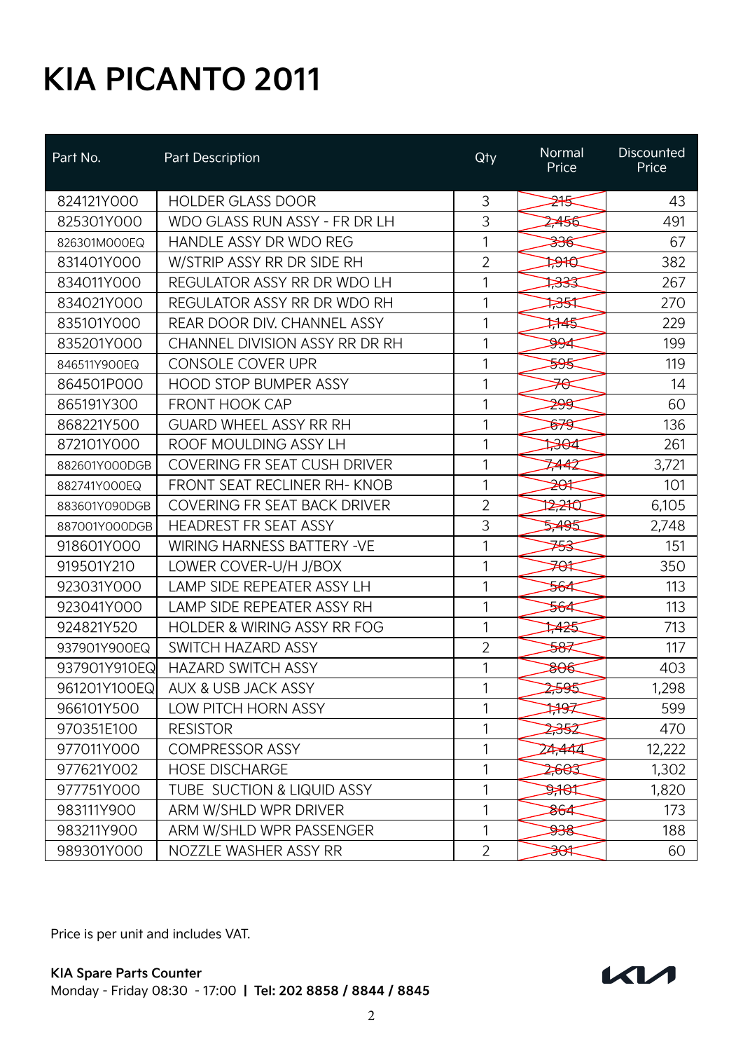# KIA PICANTO 2011

| Part No. | Part Description | Qty | Normal Price | Discounted Price |
|---|---|---|---|---|
| 824121Y000 | HOLDER GLASS DOOR | 3 | ~~215~~ | 43 |
| 825301Y000 | WDO GLASS RUN ASSY - FR DR LH | 3 | ~~2,456~~ | 491 |
| 826301M000EQ | HANDLE ASSY DR WDO REG | 1 | ~~336~~ | 67 |
| 831401Y000 | W/STRIP ASSY RR DR SIDE RH | 2 | ~~1,910~~ | 382 |
| 834011Y000 | REGULATOR ASSY RR DR WDO LH | 1 | ~~1,333~~ | 267 |
| 834021Y000 | REGULATOR ASSY RR DR WDO RH | 1 | ~~1,351~~ | 270 |
| 835101Y000 | REAR DOOR DIV. CHANNEL ASSY | 1 | ~~1,145~~ | 229 |
| 835201Y000 | CHANNEL DIVISION ASSY RR DR RH | 1 | ~~994~~ | 199 |
| 846511Y900EQ | CONSOLE COVER UPR | 1 | ~~595~~ | 119 |
| 864501P000 | HOOD STOP BUMPER ASSY | 1 | ~~70~~ | 14 |
| 865191Y300 | FRONT HOOK CAP | 1 | ~~299~~ | 60 |
| 868221Y500 | GUARD WHEEL ASSY RR RH | 1 | ~~679~~ | 136 |
| 872101Y000 | ROOF MOULDING ASSY LH | 1 | ~~1,304~~ | 261 |
| 882601Y000DGB | COVERING FR SEAT CUSH DRIVER | 1 | ~~7,442~~ | 3,721 |
| 882741Y000EQ | FRONT SEAT RECLINER RH- KNOB | 1 | ~~201~~ | 101 |
| 883601Y090DGB | COVERING FR SEAT BACK DRIVER | 2 | ~~12,210~~ | 6,105 |
| 887001Y000DGB | HEADREST FR SEAT ASSY | 3 | ~~5,495~~ | 2,748 |
| 918601Y000 | WIRING HARNESS BATTERY -VE | 1 | ~~753~~ | 151 |
| 919501Y210 | LOWER COVER-U/H J/BOX | 1 | ~~701~~ | 350 |
| 923031Y000 | LAMP SIDE REPEATER ASSY LH | 1 | ~~564~~ | 113 |
| 923041Y000 | LAMP SIDE REPEATER ASSY RH | 1 | ~~564~~ | 113 |
| 924821Y520 | HOLDER & WIRING ASSY RR FOG | 1 | ~~1,425~~ | 713 |
| 937901Y900EQ | SWITCH HAZARD ASSY | 2 | ~~587~~ | 117 |
| 937901Y910EQ | HAZARD SWITCH ASSY | 1 | ~~806~~ | 403 |
| 961201Y100EQ | AUX & USB JACK ASSY | 1 | ~~2,595~~ | 1,298 |
| 966101Y500 | LOW PITCH HORN ASSY | 1 | ~~1,197~~ | 599 |
| 970351E100 | RESISTOR | 1 | ~~2,352~~ | 470 |
| 977011Y000 | COMPRESSOR ASSY | 1 | ~~24,444~~ | 12,222 |
| 977621Y002 | HOSE DISCHARGE | 1 | ~~2,603~~ | 1,302 |
| 977751Y000 | TUBE SUCTION & LIQUID ASSY | 1 | ~~9,101~~ | 1,820 |
| 983111Y900 | ARM W/SHLD WPR DRIVER | 1 | ~~864~~ | 173 |
| 983211Y900 | ARM W/SHLD WPR PASSENGER | 1 | ~~938~~ | 188 |
| 989301Y000 | NOZZLE WASHER ASSY RR | 2 | ~~301~~ | 60 |

Price is per unit and includes VAT.

**KIA Spare Parts Counter**
Monday - Friday 08:30 - 17:00 | **Tel: 202 8858 / 8844 / 8845**